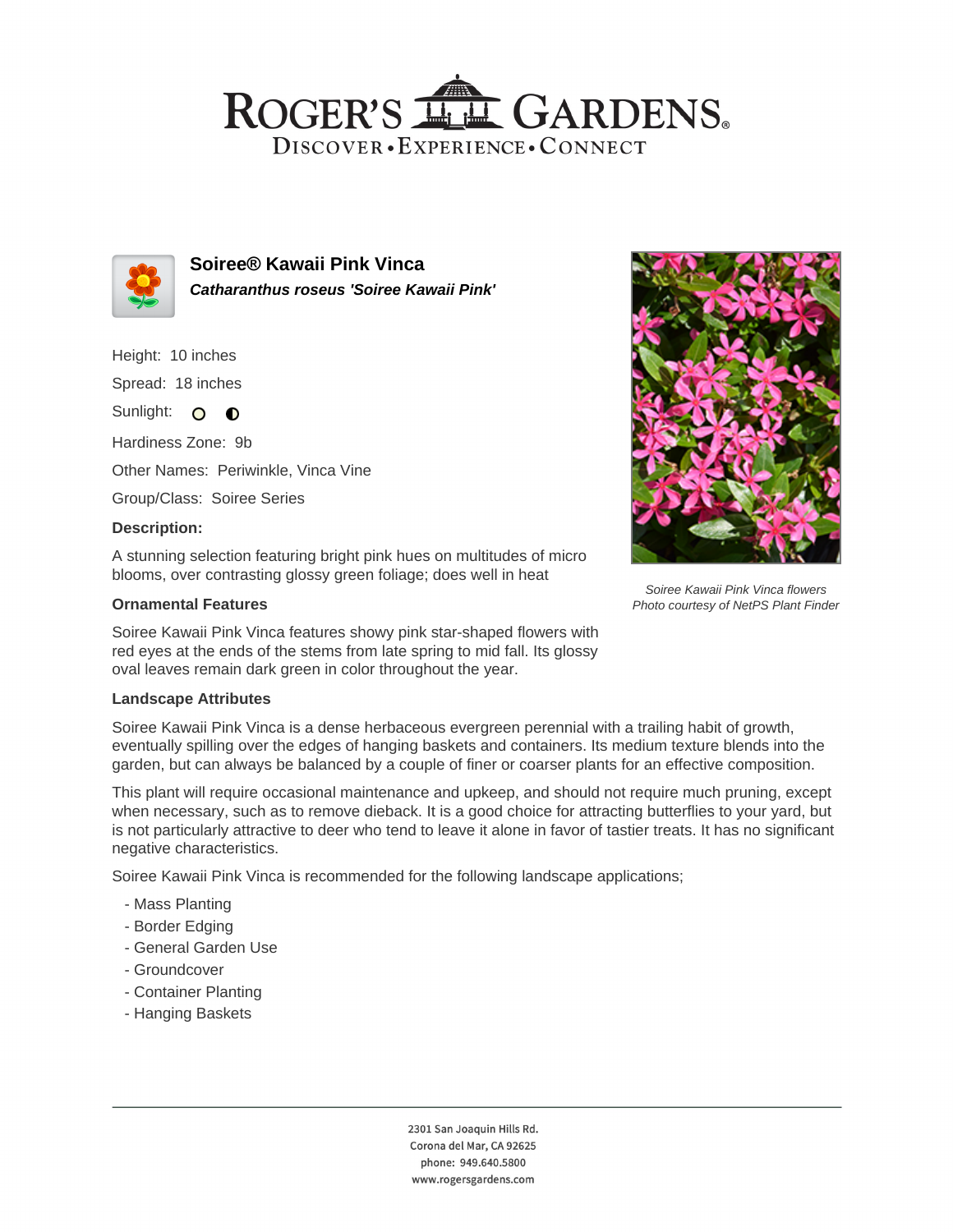# ROGER'S GARDENS

DISCOVER • EXPERIENCE • CONNECT

## Soiree® Kawaii Pink Vinca

***Catharanthus roseus 'Soiree Kawaii Pink'***

Height: 10 inches

Spread: 18 inches

Sunlight:

Hardiness Zone: 9b

Other Names: Periwinkle, Vinca Vine

Group/Class: Soiree Series

**Description:**

A stunning selection featuring bright pink hues on multitudes of micro blooms, over contrasting glossy green foliage; does well in heat

*Soiree Kawaii Pink Vinca flowers*
*Photo courtesy of NetPS Plant Finder*

### Ornamental Features

Soiree Kawaii Pink Vinca features showy pink star-shaped flowers with red eyes at the ends of the stems from late spring to mid fall. Its glossy oval leaves remain dark green in color throughout the year.

### Landscape Attributes

Soiree Kawaii Pink Vinca is a dense herbaceous evergreen perennial with a trailing habit of growth, eventually spilling over the edges of hanging baskets and containers. Its medium texture blends into the garden, but can always be balanced by a couple of finer or coarser plants for an effective composition.

This plant will require occasional maintenance and upkeep, and should not require much pruning, except when necessary, such as to remove dieback. It is a good choice for attracting butterflies to your yard, but is not particularly attractive to deer who tend to leave it alone in favor of tastier treats. It has no significant negative characteristics.

Soiree Kawaii Pink Vinca is recommended for the following landscape applications;

- Mass Planting
- Border Edging
- General Garden Use
- Groundcover
- Container Planting
- Hanging Baskets

2301 San Joaquin Hills Rd.
Corona del Mar, CA 92625
phone: 949.640.5800
www.rogersgardens.com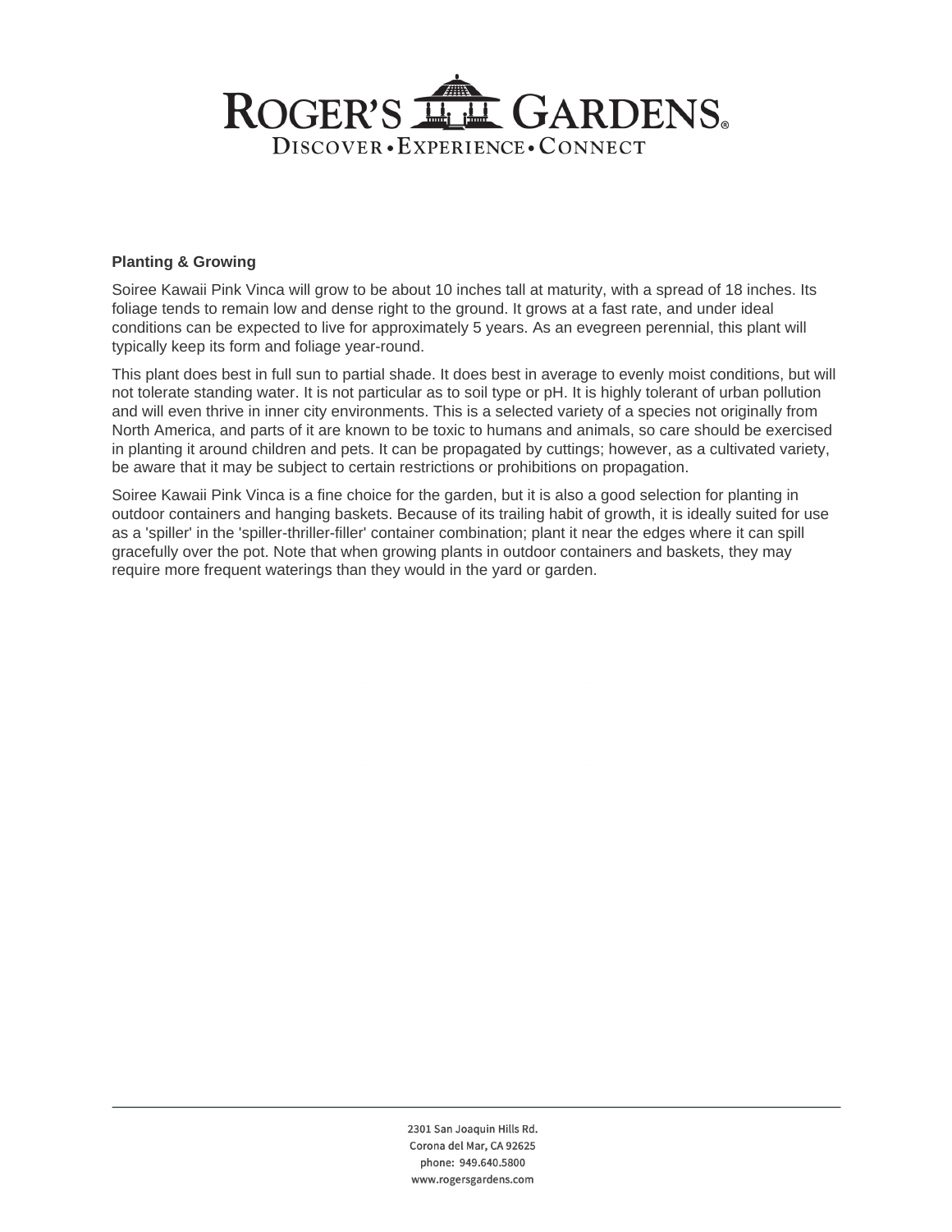**Planting & Growing**

Soiree Kawaii Pink Vinca will grow to be about 10 inches tall at maturity, with a spread of 18 inches. Its foliage tends to remain low and dense right to the ground. It grows at a fast rate, and under ideal conditions can be expected to live for approximately 5 years. As an evegreen perennial, this plant will typically keep its form and foliage year-round.

This plant does best in full sun to partial shade. It does best in average to evenly moist conditions, but will not tolerate standing water. It is not particular as to soil type or pH. It is highly tolerant of urban pollution and will even thrive in inner city environments. This is a selected variety of a species not originally from North America, and parts of it are known to be toxic to humans and animals, so care should be exercised in planting it around children and pets. It can be propagated by cuttings; however, as a cultivated variety, be aware that it may be subject to certain restrictions or prohibitions on propagation.

Soiree Kawaii Pink Vinca is a fine choice for the garden, but it is also a good selection for planting in outdoor containers and hanging baskets. Because of its trailing habit of growth, it is ideally suited for use as a 'spiller' in the 'spiller-thriller-filler' container combination; plant it near the edges where it can spill gracefully over the pot. Note that when growing plants in outdoor containers and baskets, they may require more frequent waterings than they would in the yard or garden.